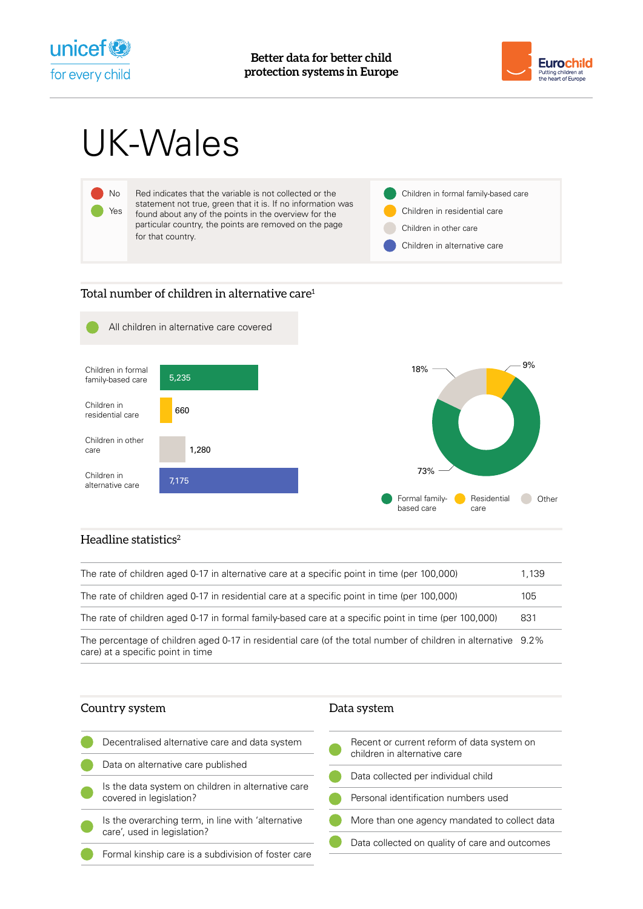Better data for better child protection systems in Europe

# UK-Wales

- No
- Yes

Red indicates that the variable is not collected or the statement not true, green that it is. If no information was found about any of the points in the overview for the particular country, the points are removed on the page for that country.

- Children in formal family-based care
- Children in residential care
- Children in other care
- Children in alternative care

## Total number of children in alternative care[1]

All children in alternative care covered

| Category | Number |
|---|---|
| Children in formal family-based care | 5,235 |
| Children in residential care | 660 |
| Children in other care | 1,280 |
| Children in alternative care | 7,175 |

| Type | Percentage |
|---|---|
| Formal family-based care | 73% |
| Residential care | 9% |
| Other | 18% |

## Headline statistics[2]

| Statistic | Value |
|---|---|
| The rate of children aged 0-17 in alternative care at a specific point in time (per 100,000) | 1,139 |
| The rate of children aged 0-17 in residential care at a specific point in time (per 100,000) | 105 |
| The rate of children aged 0-17 in formal family-based care at a specific point in time (per 100,000) | 831 |
| The percentage of children aged 0-17 in residential care (of the total number of children in alternative care) at a specific point in time | 9.2% |

## Country system

- Decentralised alternative care and data system
- Data on alternative care published
- Is the data system on children in alternative care covered in legislation?
- Is the overarching term, in line with 'alternative care', used in legislation?
- Formal kinship care is a subdivision of foster care

## Data system

- Recent or current reform of data system on children in alternative care
- Data collected per individual child
- Personal identification numbers used
- More than one agency mandated to collect data
- Data collected on quality of care and outcomes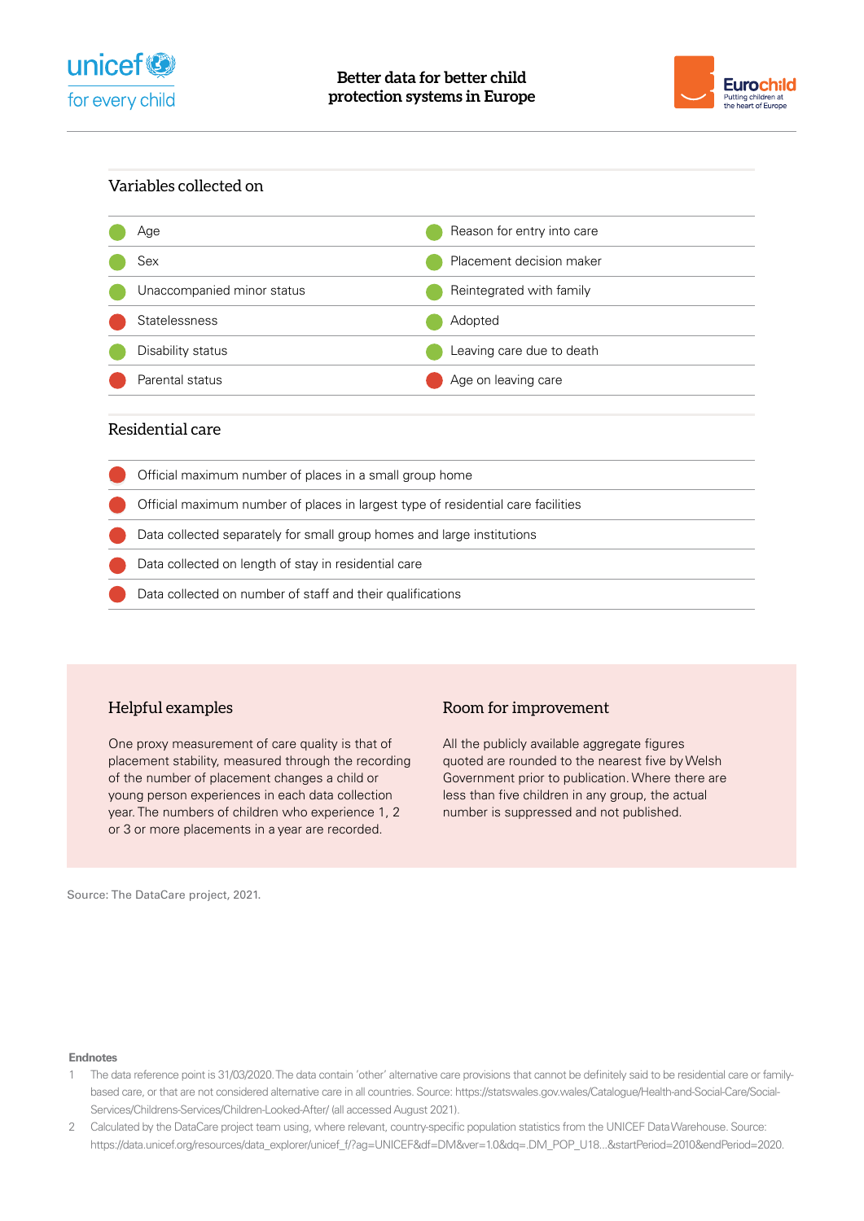## Variables collected on

| | |
|---|---|
| 🟢 Age | 🟢 Reason for entry into care |
| 🟢 Sex | 🟢 Placement decision maker |
| 🟢 Unaccompanied minor status | 🟢 Reintegrated with family |
| 🔴 Statelessness | 🟢 Adopted |
| 🟢 Disability status | 🟢 Leaving care due to death |
| 🔴 Parental status | 🔴 Age on leaving care |

## Residential care

| |
|---|
| 🔴 Official maximum number of places in a small group home |
| 🔴 Official maximum number of places in largest type of residential care facilities |
| 🔴 Data collected separately for small group homes and large institutions |
| 🔴 Data collected on length of stay in residential care |
| 🔴 Data collected on number of staff and their qualifications |

### Helpful examples

One proxy measurement of care quality is that of placement stability, measured through the recording of the number of placement changes a child or young person experiences in each data collection year. The numbers of children who experience 1, 2 or 3 or more placements in a year are recorded.

### Room for improvement

All the publicly available aggregate figures quoted are rounded to the nearest five by Welsh Government prior to publication. Where there are less than five children in any group, the actual number is suppressed and not published.

Source: The DataCare project, 2021.

**Endnotes**

1. The data reference point is 31/03/2020. The data contain 'other' alternative care provisions that cannot be definitely said to be residential care or family-based care, or that are not considered alternative care in all countries. Source: https://statswales.gov.wales/Catalogue/Health-and-Social-Care/Social-Services/Childrens-Services/Children-Looked-After/ (all accessed August 2021).
2. Calculated by the DataCare project team using, where relevant, country-specific population statistics from the UNICEF Data Warehouse. Source: https://data.unicef.org/resources/data_explorer/unicef_f/?ag=UNICEF&df=DM&ver=1.0&dq=.DM_POP_U18...&startPeriod=2010&endPeriod=2020.